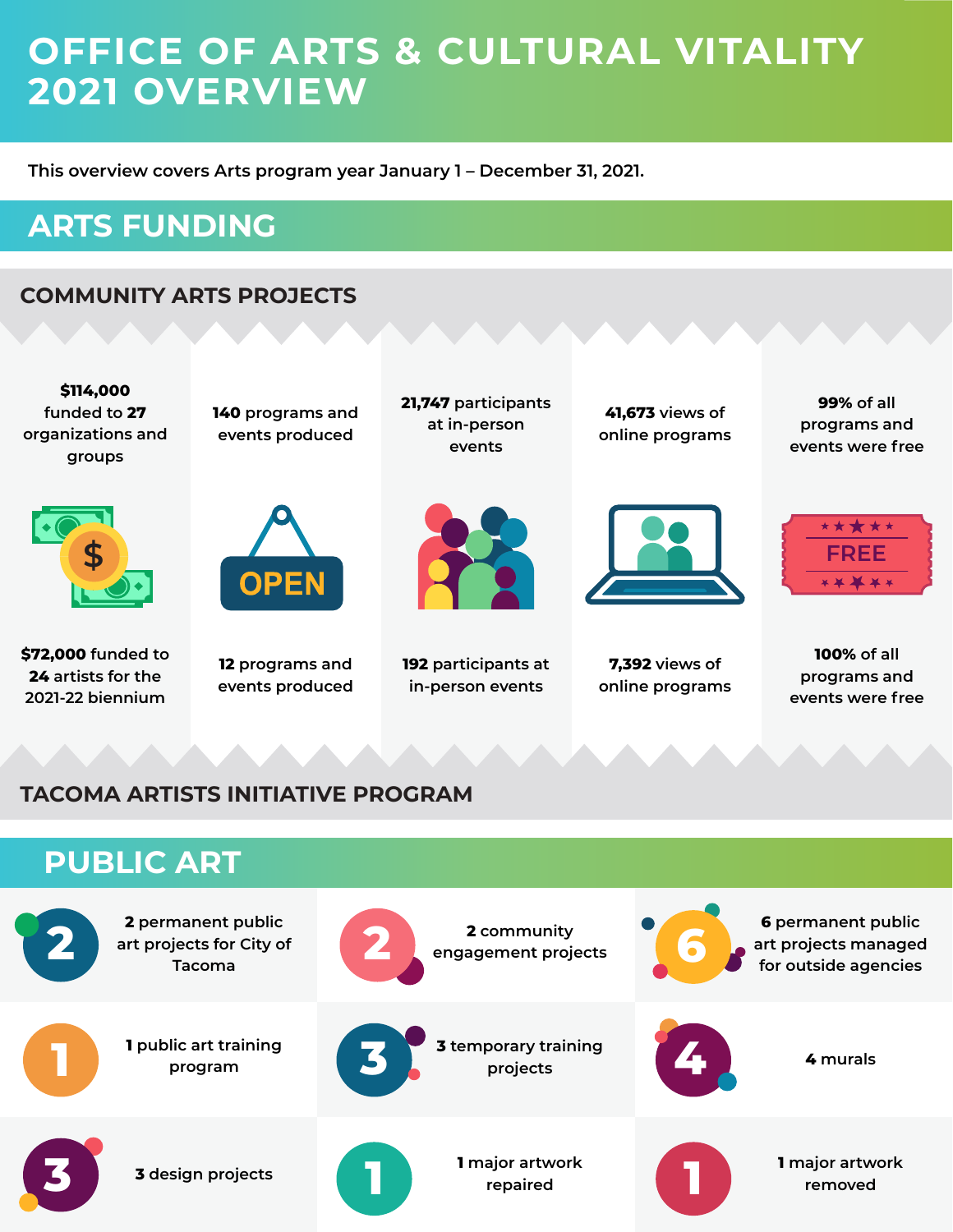# OFFICE OF ARTS & CULTURAL VITALITY 2021 OVERVIEW

This overview covers Arts program year January 1 – December 31, 2021.

## ARTS FUNDING

### COMMUNITY ARTS PROJECTS

- **$114,000** funded to **27** organizations and groups
- **140** programs and events produced
- **21,747** participants at in-person events
- **41,673** views of online programs
- **99%** of all programs and events were free

### TACOMA ARTISTS INITIATIVE PROGRAM

- **$72,000** funded to **24** artists for the 2021-22 biennium
- **12** programs and events produced
- **192** participants at in-person events
- **7,392** views of online programs
- **100%** of all programs and events were free

## PUBLIC ART

- **2** permanent public art projects for City of Tacoma
- **2** community engagement projects
- **6** permanent public art projects managed for outside agencies
- **1** public art training program
- **3** temporary training projects
- **4** murals
- **3** design projects
- **1** major artwork repaired
- **1** major artwork removed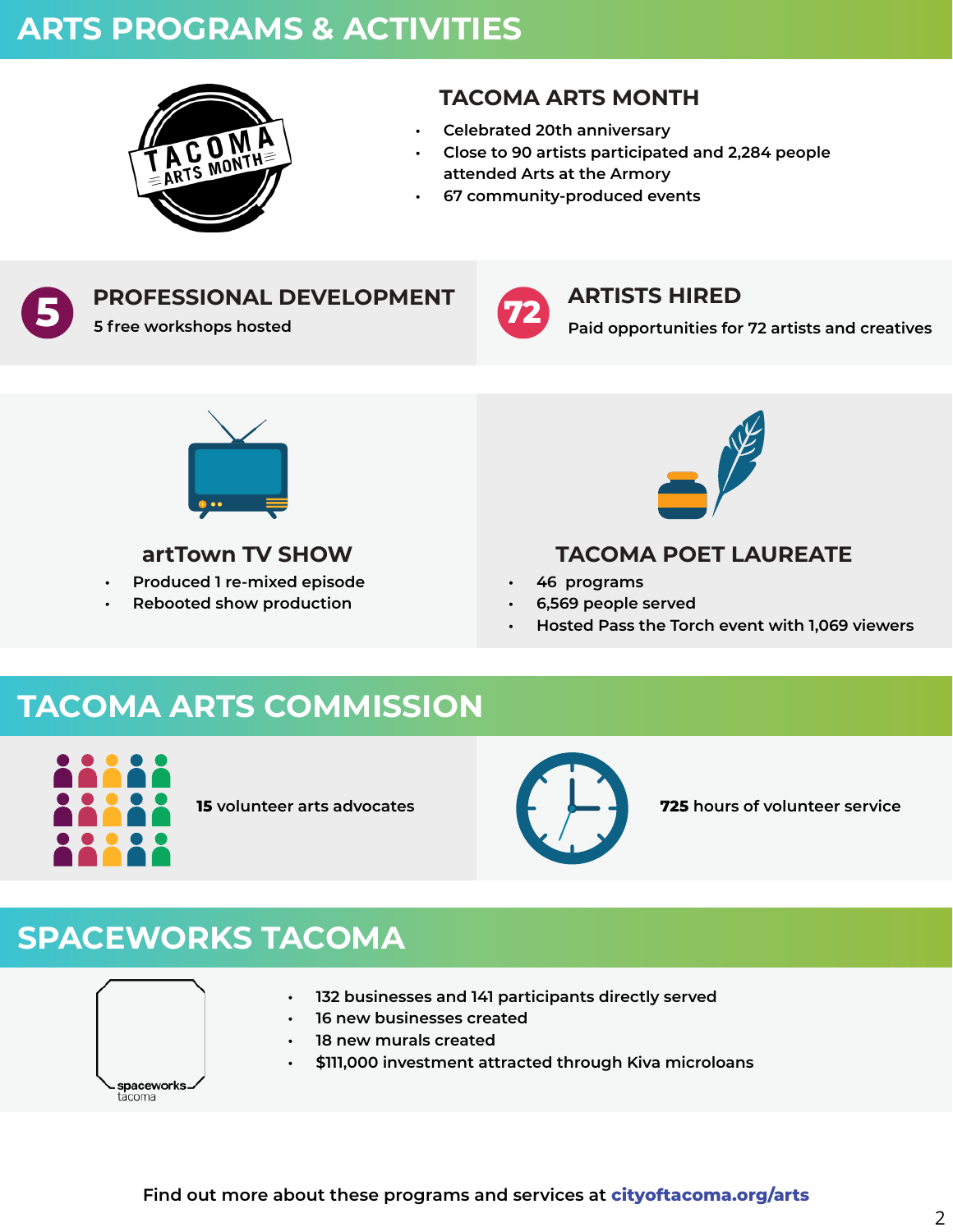# ARTS PROGRAMS & ACTIVITIES

## TACOMA ARTS MONTH

- Celebrated 20th anniversary
- Close to 90 artists participated and 2,284 people attended Arts at the Armory
- 67 community-produced events

## 5 PROFESSIONAL DEVELOPMENT

5 free workshops hosted

## 72 ARTISTS HIRED

Paid opportunities for 72 artists and creatives

## artTown TV SHOW

- Produced 1 re-mixed episode
- Rebooted show production

## TACOMA POET LAUREATE

- 46 programs
- 6,569 people served
- Hosted Pass the Torch event with 1,069 viewers

# TACOMA ARTS COMMISSION

**15** volunteer arts advocates

**725** hours of volunteer service

# SPACEWORKS TACOMA

spaceworks tacoma

- 132 businesses and 141 participants directly served
- 16 new businesses created
- 18 new murals created
- $111,000 investment attracted through Kiva microloans

Find out more about these programs and services at **cityoftacoma.org/arts**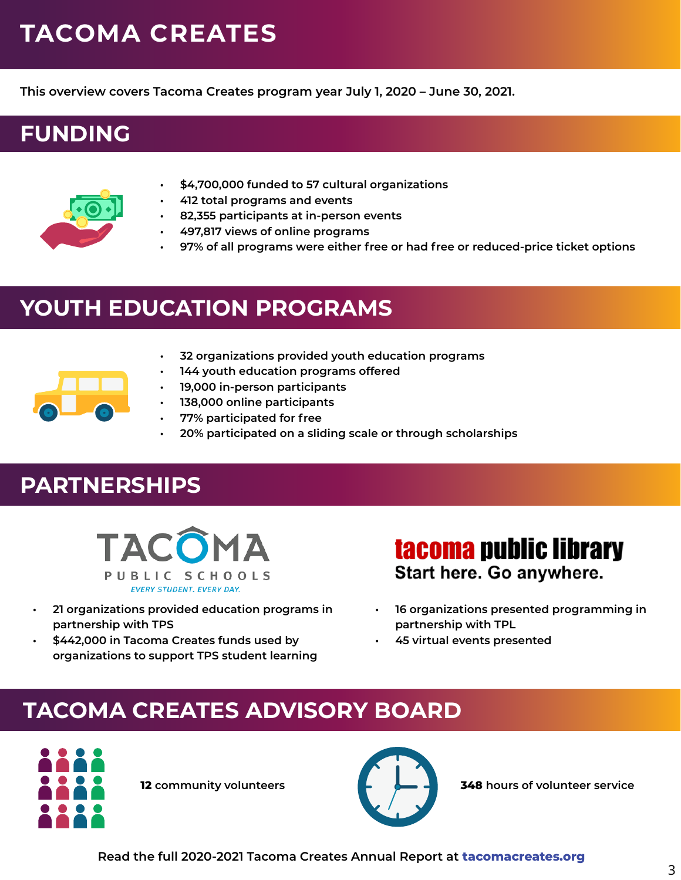# TACOMA CREATES

This overview covers Tacoma Creates program year July 1, 2020 – June 30, 2021.

## FUNDING

- $4,700,000 funded to 57 cultural organizations
- 412 total programs and events
- 82,355 participants at in-person events
- 497,817 views of online programs
- 97% of all programs were either free or had free or reduced-price ticket options

## YOUTH EDUCATION PROGRAMS

- 32 organizations provided youth education programs
- 144 youth education programs offered
- 19,000 in-person participants
- 138,000 online participants
- 77% participated for free
- 20% participated on a sliding scale or through scholarships

## PARTNERSHIPS

TACOMA PUBLIC SCHOOLS

*EVERY STUDENT. EVERY DAY.*

- 21 organizations provided education programs in partnership with TPS
- $442,000 in Tacoma Creates funds used by organizations to support TPS student learning

tacoma public library

Start here. Go anywhere.

- 16 organizations presented programming in partnership with TPL
- 45 virtual events presented

## TACOMA CREATES ADVISORY BOARD

**12** community volunteers

**348** hours of volunteer service

Read the full 2020-2021 Tacoma Creates Annual Report at **tacomacreates.org**